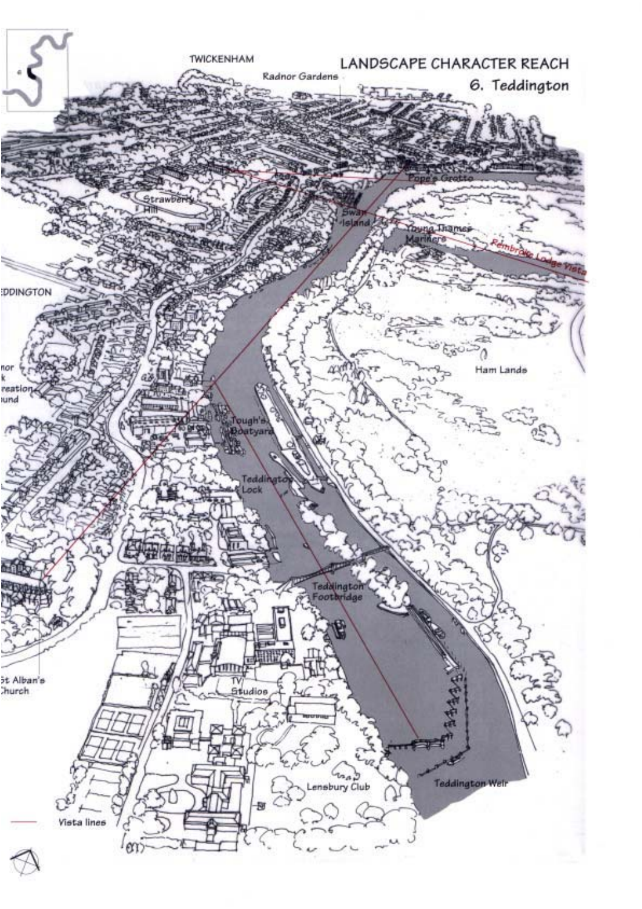# LANDSCAPE CHARACTER REACH

## 6. Teddington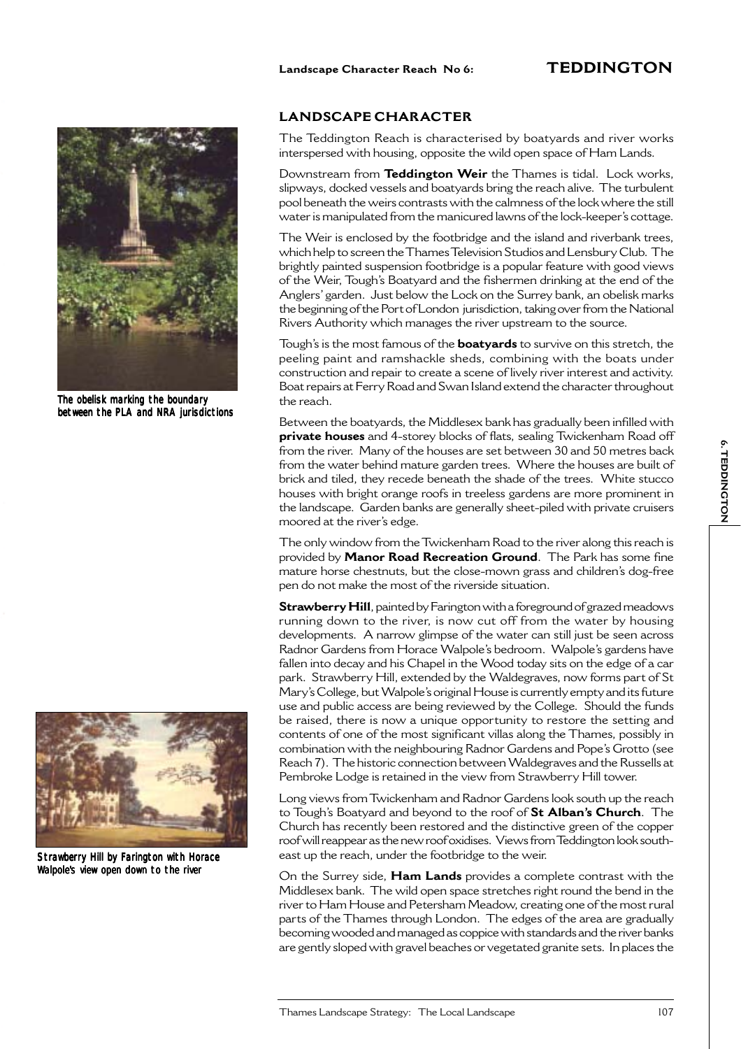Landscape Character Reach No 6: **TEDDINGTON**

## LANDSCAPE CHARACTER

The Teddington Reach is characterised by boatyards and river works interspersed with housing, opposite the wild open space of Ham Lands.

Downstream from **Teddington Weir** the Thames is tidal. Lock works, slipways, docked vessels and boatyards bring the reach alive. The turbulent pool beneath the weirs contrasts with the calmness of the lock where the still water is manipulated from the manicured lawns of the lock-keeper's cottage.

The Weir is enclosed by the footbridge and the island and riverbank trees, which help to screen the Thames Television Studios and Lensbury Club. The brightly painted suspension footbridge is a popular feature with good views of the Weir, Tough's Boatyard and the fishermen drinking at the end of the Anglers' garden. Just below the Lock on the Surrey bank, an obelisk marks the beginning of the Port of London jurisdiction, taking over from the National Rivers Authority which manages the river upstream to the source.

*The obelisk marking the boundary between the PLA and NRA jurisdictions*

Tough's is the most famous of the **boatyards** to survive on this stretch, the peeling paint and ramshackle sheds, combining with the boats under construction and repair to create a scene of lively river interest and activity. Boat repairs at Ferry Road and Swan Island extend the character throughout the reach.

Between the boatyards, the Middlesex bank has gradually been infilled with **private houses** and 4-storey blocks of flats, sealing Twickenham Road off from the river. Many of the houses are set between 30 and 50 metres back from the water behind mature garden trees. Where the houses are built of brick and tiled, they recede beneath the shade of the trees. White stucco houses with bright orange roofs in treeless gardens are more prominent in the landscape. Garden banks are generally sheet-piled with private cruisers moored at the river's edge.

The only window from the Twickenham Road to the river along this reach is provided by **Manor Road Recreation Ground**. The Park has some fine mature horse chestnuts, but the close-mown grass and children's dog-free pen do not make the most of the riverside situation.

**Strawberry Hill**, painted by Farington with a foreground of grazed meadows running down to the river, is now cut off from the water by housing developments. A narrow glimpse of the water can still just be seen across Radnor Gardens from Horace Walpole's bedroom. Walpole's gardens have fallen into decay and his Chapel in the Wood today sits on the edge of a car park. Strawberry Hill, extended by the Waldegraves, now forms part of St Mary's College, but Walpole's original House is currently empty and its future use and public access are being reviewed by the College. Should the funds be raised, there is now a unique opportunity to restore the setting and contents of one of the most significant villas along the Thames, possibly in combination with the neighbouring Radnor Gardens and Pope's Grotto (see Reach 7). The historic connection between Waldegraves and the Russells at Pembroke Lodge is retained in the view from Strawberry Hill tower.

*Strawberry Hill by Farington with Horace Walpole's view open down to the river*

Long views from Twickenham and Radnor Gardens look south up the reach to Tough's Boatyard and beyond to the roof of **St Alban's Church**. The Church has recently been restored and the distinctive green of the copper roof will reappear as the new roof oxidises. Views from Teddington look south-east up the reach, under the footbridge to the weir.

On the Surrey side, **Ham Lands** provides a complete contrast with the Middlesex bank. The wild open space stretches right round the bend in the river to Ham House and Petersham Meadow, creating one of the most rural parts of the Thames through London. The edges of the area are gradually becoming wooded and managed as coppice with standards and the river banks are gently sloped with gravel beaches or vegetated granite sets. In places the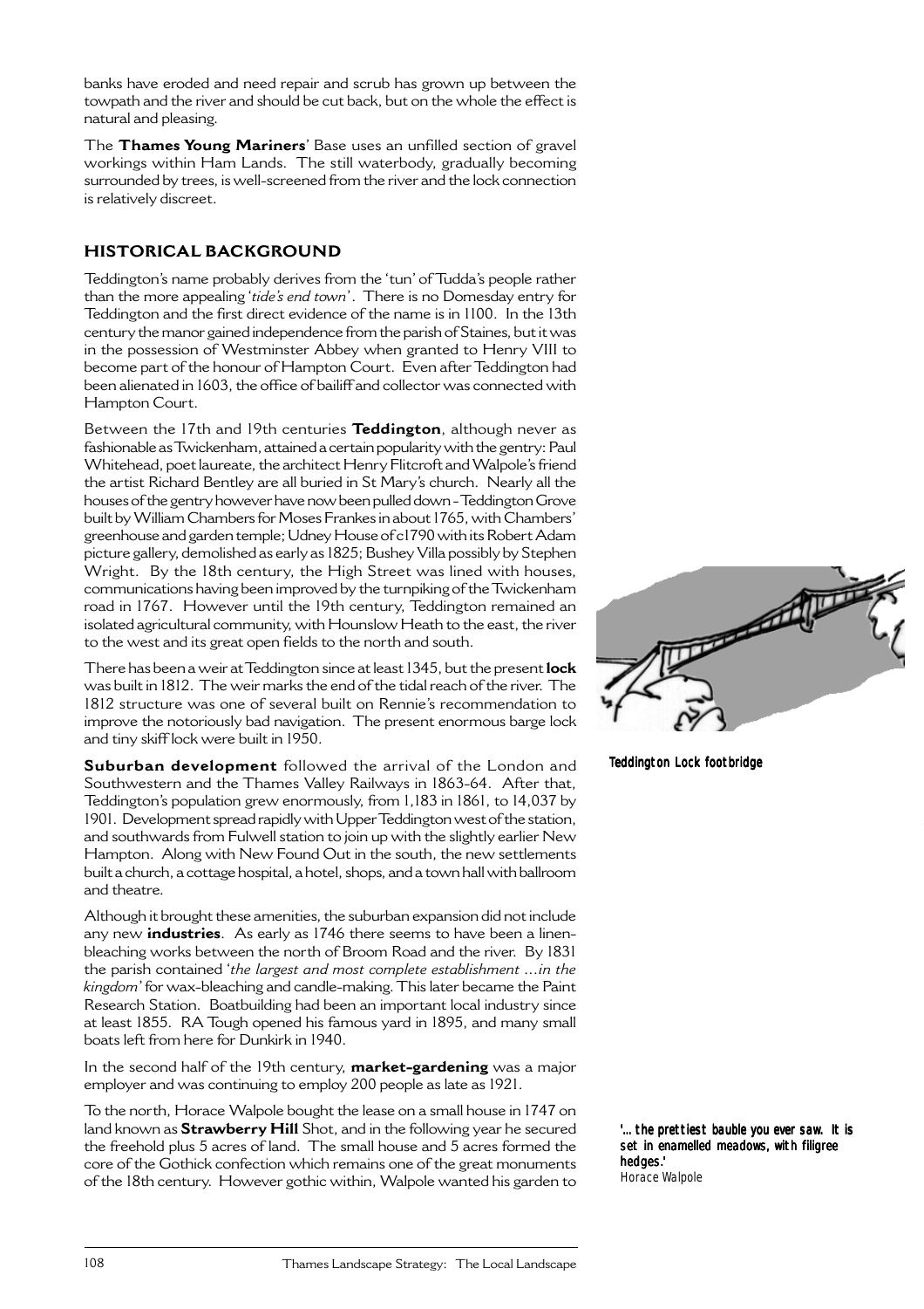banks have eroded and need repair and scrub has grown up between the towpath and the river and should be cut back, but on the whole the effect is natural and pleasing.

The **Thames Young Mariners**' Base uses an unfilled section of gravel workings within Ham Lands. The still waterbody, gradually becoming surrounded by trees, is well-screened from the river and the lock connection is relatively discreet.

## HISTORICAL BACKGROUND

Teddington's name probably derives from the 'tun' of Tudda's people rather than the more appealing '*tide's end town*'. There is no Domesday entry for Teddington and the first direct evidence of the name is in 1100. In the 13th century the manor gained independence from the parish of Staines, but it was in the possession of Westminster Abbey when granted to Henry VIII to become part of the honour of Hampton Court. Even after Teddington had been alienated in 1603, the office of bailiff and collector was connected with Hampton Court.

Between the 17th and 19th centuries **Teddington**, although never as fashionable as Twickenham, attained a certain popularity with the gentry: Paul Whitehead, poet laureate, the architect Henry Flitcroft and Walpole's friend the artist Richard Bentley are all buried in St Mary's church. Nearly all the houses of the gentry however have now been pulled down - Teddington Grove built by William Chambers for Moses Frankes in about 1765, with Chambers' greenhouse and garden temple; Udney House of c1790 with its Robert Adam picture gallery, demolished as early as 1825; Bushey Villa possibly by Stephen Wright. By the 18th century, the High Street was lined with houses, communications having been improved by the turnpiking of the Twickenham road in 1767. However until the 19th century, Teddington remained an isolated agricultural community, with Hounslow Heath to the east, the river to the west and its great open fields to the north and south.

There has been a weir at Teddington since at least 1345, but the present **lock** was built in 1812. The weir marks the end of the tidal reach of the river. The 1812 structure was one of several built on Rennie's recommendation to improve the notoriously bad navigation. The present enormous barge lock and tiny skiff lock were built in 1950.

Teddington Lock footbridge

**Suburban development** followed the arrival of the London and Southwestern and the Thames Valley Railways in 1863-64. After that, Teddington's population grew enormously, from 1,183 in 1861, to 14,037 by 1901. Development spread rapidly with Upper Teddington west of the station, and southwards from Fulwell station to join up with the slightly earlier New Hampton. Along with New Found Out in the south, the new settlements built a church, a cottage hospital, a hotel, shops, and a town hall with ballroom and theatre.

Although it brought these amenities, the suburban expansion did not include any new **industries**. As early as 1746 there seems to have been a linen-bleaching works between the north of Broom Road and the river. By 1831 the parish contained '*the largest and most complete establishment ...in the kingdom*' for wax-bleaching and candle-making. This later became the Paint Research Station. Boatbuilding had been an important local industry since at least 1855. RA Tough opened his famous yard in 1895, and many small boats left from here for Dunkirk in 1940.

In the second half of the 19th century, **market-gardening** was a major employer and was continuing to employ 200 people as late as 1921.

To the north, Horace Walpole bought the lease on a small house in 1747 on land known as **Strawberry Hill** Shot, and in the following year he secured the freehold plus 5 acres of land. The small house and 5 acres formed the core of the Gothick confection which remains one of the great monuments of the 18th century. However gothic within, Walpole wanted his garden to

*'... the prettiest bauble you ever saw. It is set in enamelled meadows, with filigree hedges.'*
Horace Walpole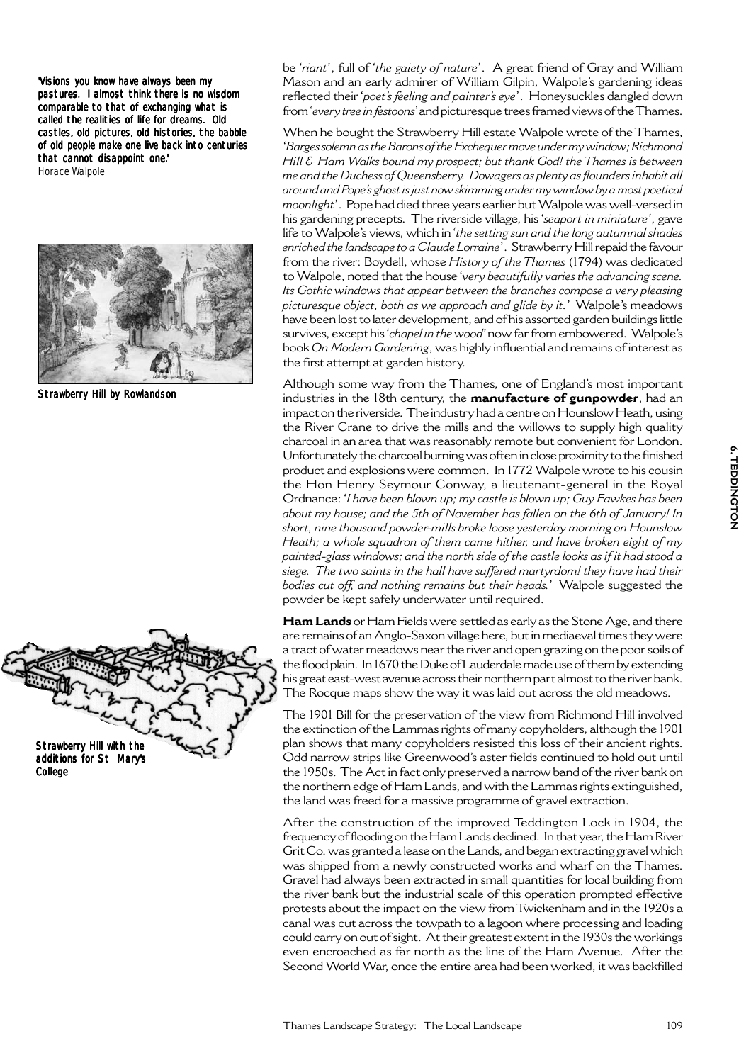*'Visions you know have always been my pastures. I almost think there is no wisdom comparable to that of exchanging what is called the realities of life for dreams. Old castles, old pictures, old histories, the babble of old people make one live back into centuries that cannot disappoint one.'*
Horace Walpole

Strawberry Hill by Rowlandson

Strawberry Hill with the additions for St Mary's College

be '*riant*', full of '*the gaiety of nature*'. A great friend of Gray and William Mason and an early admirer of William Gilpin, Walpole's gardening ideas reflected their '*poet's feeling and painter's eye*'. Honeysuckles dangled down from '*every tree in festoons*' and picturesque trees framed views of the Thames.

When he bought the Strawberry Hill estate Walpole wrote of the Thames, '*Barges solemn as the Barons of the Exchequer move under my window; Richmond Hill & Ham Walks bound my prospect; but thank God! the Thames is between me and the Duchess of Queensberry. Dowagers as plenty as flounders inhabit all around and Pope's ghost is just now skimming under my window by a most poetical moonlight*'. Pope had died three years earlier but Walpole was well-versed in his gardening precepts. The riverside village, his '*seaport in miniature*', gave life to Walpole's views, which in '*the setting sun and the long autumnal shades enriched the landscape to a Claude Lorraine*'. Strawberry Hill repaid the favour from the river: Boydell, whose *History of the Thames* (1794) was dedicated to Walpole, noted that the house '*very beautifully varies the advancing scene. Its Gothic windows that appear between the branches compose a very pleasing picturesque object, both as we approach and glide by it.*' Walpole's meadows have been lost to later development, and of his assorted garden buildings little survives, except his '*chapel in the wood*' now far from embowered. Walpole's book *On Modern Gardening*, was highly influential and remains of interest as the first attempt at garden history.

Although some way from the Thames, one of England's most important industries in the 18th century, the **manufacture of gunpowder**, had an impact on the riverside. The industry had a centre on Hounslow Heath, using the River Crane to drive the mills and the willows to supply high quality charcoal in an area that was reasonably remote but convenient for London. Unfortunately the charcoal burning was often in close proximity to the finished product and explosions were common. In 1772 Walpole wrote to his cousin the Hon Henry Seymour Conway, a lieutenant-general in the Royal Ordnance: '*I have been blown up; my castle is blown up; Guy Fawkes has been about my house; and the 5th of November has fallen on the 6th of January! In short, nine thousand powder-mills broke loose yesterday morning on Hounslow Heath; a whole squadron of them came hither, and have broken eight of my painted-glass windows; and the north side of the castle looks as if it had stood a siege. The two saints in the hall have suffered martyrdom! they have had their bodies cut off, and nothing remains but their heads.*' Walpole suggested the powder be kept safely underwater until required.

**Ham Lands** or Ham Fields were settled as early as the Stone Age, and there are remains of an Anglo-Saxon village here, but in mediaeval times they were a tract of water meadows near the river and open grazing on the poor soils of the flood plain. In 1670 the Duke of Lauderdale made use of them by extending his great east-west avenue across their northern part almost to the river bank. The Rocque maps show the way it was laid out across the old meadows.

The 1901 Bill for the preservation of the view from Richmond Hill involved the extinction of the Lammas rights of many copyholders, although the 1901 plan shows that many copyholders resisted this loss of their ancient rights. Odd narrow strips like Greenwood's aster fields continued to hold out until the 1950s. The Act in fact only preserved a narrow band of the river bank on the northern edge of Ham Lands, and with the Lammas rights extinguished, the land was freed for a massive programme of gravel extraction.

After the construction of the improved Teddington Lock in 1904, the frequency of flooding on the Ham Lands declined. In that year, the Ham River Grit Co. was granted a lease on the Lands, and began extracting gravel which was shipped from a newly constructed works and wharf on the Thames. Gravel had always been extracted in small quantities for local building from the river bank but the industrial scale of this operation prompted effective protests about the impact on the view from Twickenham and in the 1920s a canal was cut across the towpath to a lagoon where processing and loading could carry on out of sight. At their greatest extent in the 1930s the workings even encroached as far north as the line of the Ham Avenue. After the Second World War, once the entire area had been worked, it was backfilled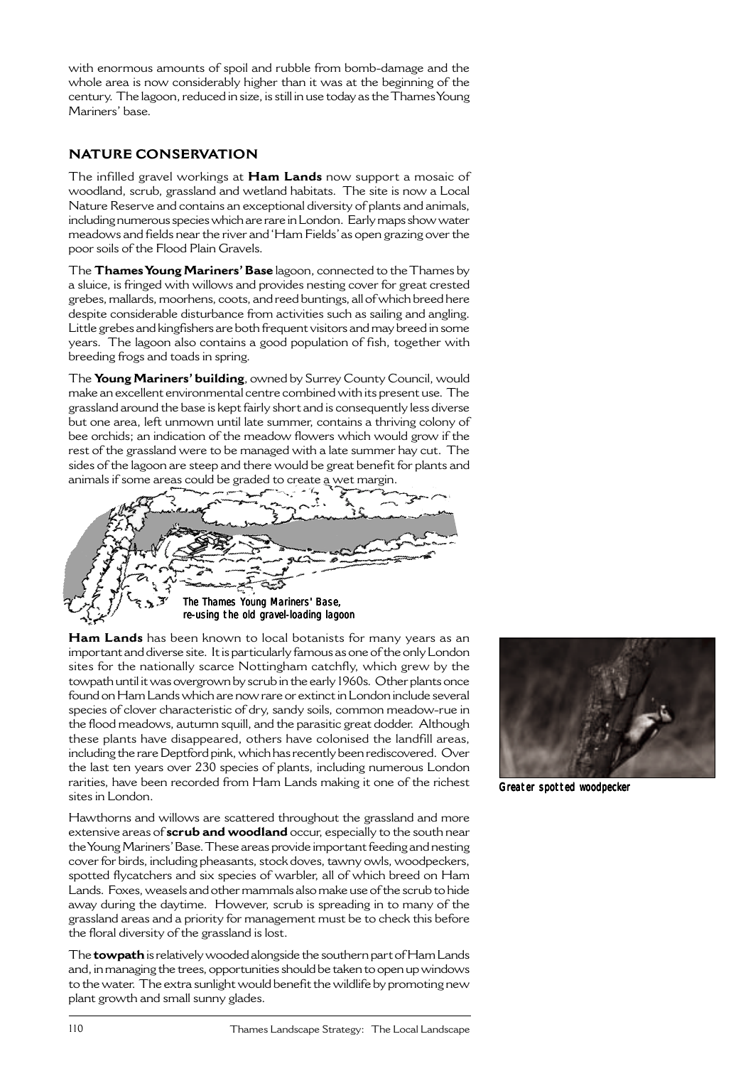with enormous amounts of spoil and rubble from bomb-damage and the whole area is now considerably higher than it was at the beginning of the century. The lagoon, reduced in size, is still in use today as the Thames Young Mariners' base.

## NATURE CONSERVATION

The infilled gravel workings at **Ham Lands** now support a mosaic of woodland, scrub, grassland and wetland habitats. The site is now a Local Nature Reserve and contains an exceptional diversity of plants and animals, including numerous species which are rare in London. Early maps show water meadows and fields near the river and 'Ham Fields' as open grazing over the poor soils of the Flood Plain Gravels.

The **Thames Young Mariners' Base** lagoon, connected to the Thames by a sluice, is fringed with willows and provides nesting cover for great crested grebes, mallards, moorhens, coots, and reed buntings, all of which breed here despite considerable disturbance from activities such as sailing and angling. Little grebes and kingfishers are both frequent visitors and may breed in some years. The lagoon also contains a good population of fish, together with breeding frogs and toads in spring.

The **Young Mariners' building**, owned by Surrey County Council, would make an excellent environmental centre combined with its present use. The grassland around the base is kept fairly short and is consequently less diverse but one area, left unmown until late summer, contains a thriving colony of bee orchids; an indication of the meadow flowers which would grow if the rest of the grassland were to be managed with a late summer hay cut. The sides of the lagoon are steep and there would be great benefit for plants and animals if some areas could be graded to create a wet margin.

*The Thames Young Mariners' Base, re-using the old gravel-loading lagoon*

**Ham Lands** has been known to local botanists for many years as an important and diverse site. It is particularly famous as one of the only London sites for the nationally scarce Nottingham catchfly, which grew by the towpath until it was overgrown by scrub in the early 1960s. Other plants once found on Ham Lands which are now rare or extinct in London include several species of clover characteristic of dry, sandy soils, common meadow-rue in the flood meadows, autumn squill, and the parasitic great dodder. Although these plants have disappeared, others have colonised the landfill areas, including the rare Deptford pink, which has recently been rediscovered. Over the last ten years over 230 species of plants, including numerous London rarities, have been recorded from Ham Lands making it one of the richest sites in London.

*Greater spotted woodpecker*

Hawthorns and willows are scattered throughout the grassland and more extensive areas of **scrub and woodland** occur, especially to the south near the Young Mariners' Base. These areas provide important feeding and nesting cover for birds, including pheasants, stock doves, tawny owls, woodpeckers, spotted flycatchers and six species of warbler, all of which breed on Ham Lands. Foxes, weasels and other mammals also make use of the scrub to hide away during the daytime. However, scrub is spreading in to many of the grassland areas and a priority for management must be to check this before the floral diversity of the grassland is lost.

The **towpath** is relatively wooded alongside the southern part of Ham Lands and, in managing the trees, opportunities should be taken to open up windows to the water. The extra sunlight would benefit the wildlife by promoting new plant growth and small sunny glades.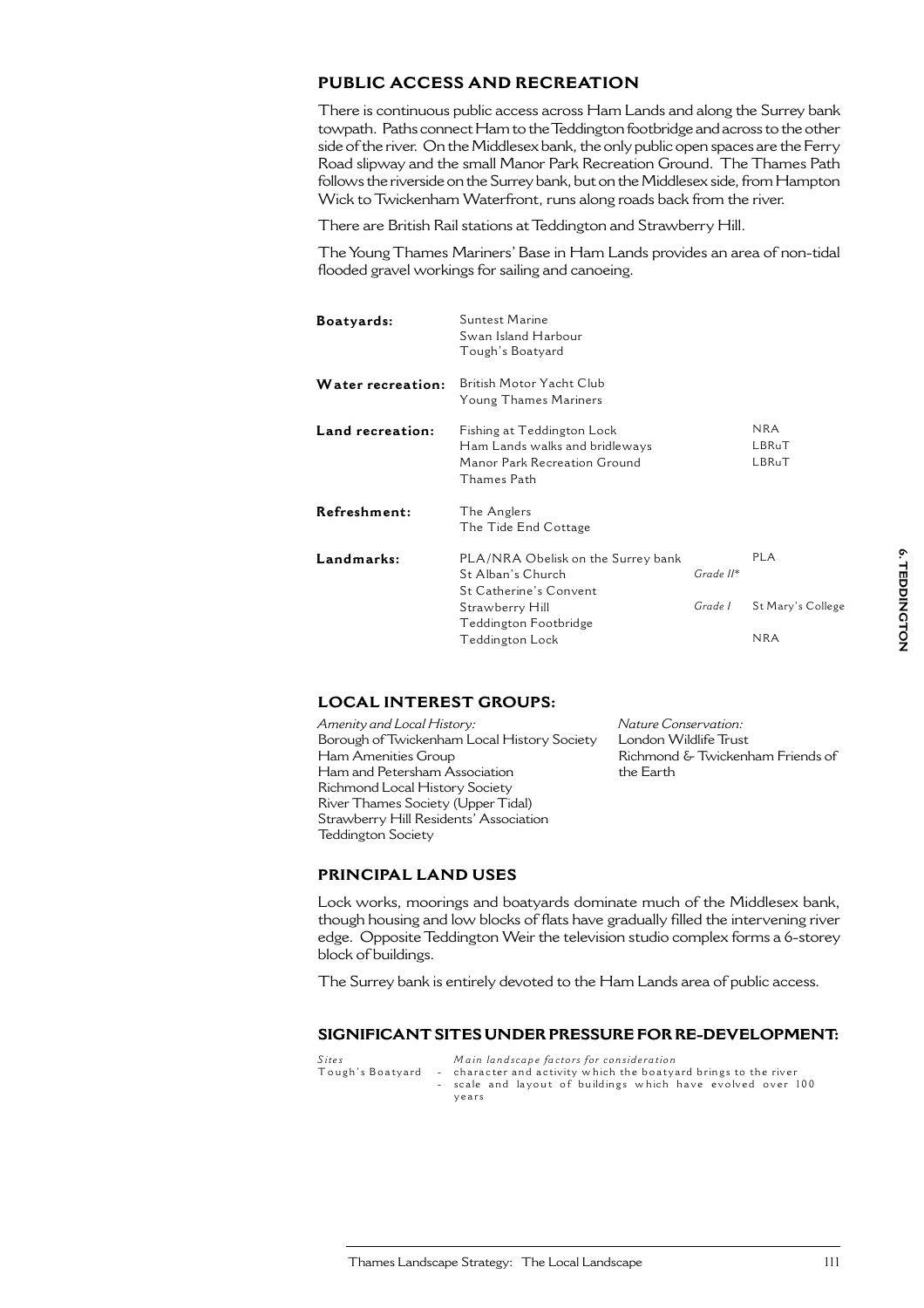## PUBLIC ACCESS AND RECREATION

There is continuous public access across Ham Lands and along the Surrey bank towpath. Paths connect Ham to the Teddington footbridge and across to the other side of the river. On the Middlesex bank, the only public open spaces are the Ferry Road slipway and the small Manor Park Recreation Ground. The Thames Path follows the riverside on the Surrey bank, but on the Middlesex side, from Hampton Wick to Twickenham Waterfront, runs along roads back from the river.

There are British Rail stations at Teddington and Strawberry Hill.

The Young Thames Mariners' Base in Ham Lands provides an area of non-tidal flooded gravel workings for sailing and canoeing.

| | | | |
|---|---|---|---|
| **Boatyards:** | Suntest Marine | | |
| | Swan Island Harbour | | |
| | Tough's Boatyard | | |
| **Water recreation:** | British Motor Yacht Club | | |
| | Young Thames Mariners | | |
| **Land recreation:** | Fishing at Teddington Lock | | NRA |
| | Ham Lands walks and bridleways | | LBRuT |
| | Manor Park Recreation Ground | | LBRuT |
| | Thames Path | | |
| **Refreshment:** | The Anglers | | |
| | The Tide End Cottage | | |
| **Landmarks:** | PLA/NRA Obelisk on the Surrey bank | | PLA |
| | St Alban's Church | *Grade II\** | |
| | St Catherine's Convent | | |
| | Strawberry Hill | *Grade I* | St Mary's College |
| | Teddington Footbridge | | |
| | Teddington Lock | | NRA |

## LOCAL INTEREST GROUPS:

*Amenity and Local History:*
Borough of Twickenham Local History Society
Ham Amenities Group
Ham and Petersham Association
Richmond Local History Society
River Thames Society (Upper Tidal)
Strawberry Hill Residents' Association
Teddington Society

*Nature Conservation:*
London Wildlife Trust
Richmond & Twickenham Friends of the Earth

## PRINCIPAL LAND USES

Lock works, moorings and boatyards dominate much of the Middlesex bank, though housing and low blocks of flats have gradually filled the intervening river edge. Opposite Teddington Weir the television studio complex forms a 6-storey block of buildings.

The Surrey bank is entirely devoted to the Ham Lands area of public access.

## SIGNIFICANT SITES UNDER PRESSURE FOR RE-DEVELOPMENT:

| *Sites* | *Main landscape factors for consideration* |
|---|---|
| Tough's Boatyard | - character and activity which the boatyard brings to the river<br>- scale and layout of buildings which have evolved over 100 years |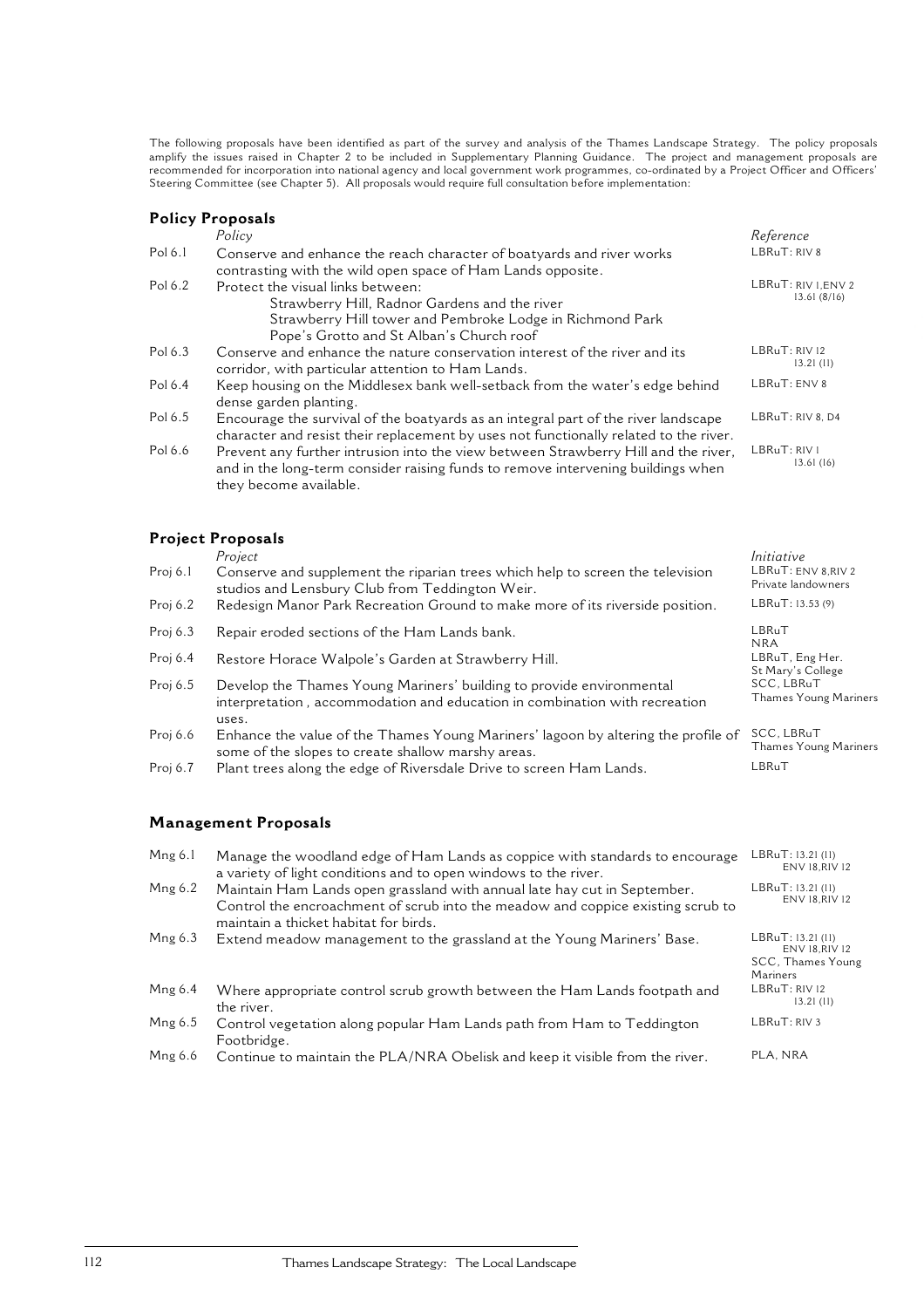The following proposals have been identified as part of the survey and analysis of the Thames Landscape Strategy. The policy proposals amplify the issues raised in Chapter 2 to be included in Supplementary Planning Guidance. The project and management proposals are recommended for incorporation into national agency and local government work programmes, co-ordinated by a Project Officer and Officers' Steering Committee (see Chapter 5). All proposals would require full consultation before implementation:

## Policy Proposals

| | *Policy* | *Reference* |
|---|---|---|
| Pol 6.1 | Conserve and enhance the reach character of boatyards and river works contrasting with the wild open space of Ham Lands opposite. | LBRuT: RIV 8 |
| Pol 6.2 | Protect the visual links between:<br>Strawberry Hill, Radnor Gardens and the river<br>Strawberry Hill tower and Pembroke Lodge in Richmond Park<br>Pope's Grotto and St Alban's Church roof | LBRuT: RIV 1,ENV 2<br>13.61 (8/16) |
| Pol 6.3 | Conserve and enhance the nature conservation interest of the river and its corridor, with particular attention to Ham Lands. | LBRuT: RIV 12<br>13.21 (11) |
| Pol 6.4 | Keep housing on the Middlesex bank well-setback from the water's edge behind dense garden planting. | LBRuT: ENV 8 |
| Pol 6.5 | Encourage the survival of the boatyards as an integral part of the river landscape character and resist their replacement by uses not functionally related to the river. | LBRuT: RIV 8, D4 |
| Pol 6.6 | Prevent any further intrusion into the view between Strawberry Hill and the river, and in the long-term consider raising funds to remove intervening buildings when they become available. | LBRuT: RIV 1<br>13.61 (16) |

## Project Proposals

| | *Project* | *Initiative* |
|---|---|---|
| Proj 6.1 | Conserve and supplement the riparian trees which help to screen the television studios and Lensbury Club from Teddington Weir. | LBRuT: ENV 8,RIV 2<br>Private landowners |
| Proj 6.2 | Redesign Manor Park Recreation Ground to make more of its riverside position. | LBRuT: 13.53 (9) |
| Proj 6.3 | Repair eroded sections of the Ham Lands bank. | LBRuT<br>NRA |
| Proj 6.4 | Restore Horace Walpole's Garden at Strawberry Hill. | LBRuT, Eng Her.<br>St Mary's College |
| Proj 6.5 | Develop the Thames Young Mariners' building to provide environmental interpretation , accommodation and education in combination with recreation uses. | SCC, LBRuT<br>Thames Young Mariners |
| Proj 6.6 | Enhance the value of the Thames Young Mariners' lagoon by altering the profile of some of the slopes to create shallow marshy areas. | SCC, LBRuT<br>Thames Young Mariners |
| Proj 6.7 | Plant trees along the edge of Riversdale Drive to screen Ham Lands. | LBRuT |

## Management Proposals

| | | |
|---|---|---|
| Mng 6.1 | Manage the woodland edge of Ham Lands as coppice with standards to encourage a variety of light conditions and to open windows to the river. | LBRuT: 13.21 (11)<br>ENV 18,RIV 12 |
| Mng 6.2 | Maintain Ham Lands open grassland with annual late hay cut in September. Control the encroachment of scrub into the meadow and coppice existing scrub to maintain a thicket habitat for birds. | LBRuT: 13.21 (11)<br>ENV 18,RIV 12 |
| Mng 6.3 | Extend meadow management to the grassland at the Young Mariners' Base. | LBRuT: 13.21 (11)<br>ENV 18,RIV 12<br>SCC, Thames Young Mariners |
| Mng 6.4 | Where appropriate control scrub growth between the Ham Lands footpath and the river. | LBRuT: RIV 12<br>13.21 (11) |
| Mng 6.5 | Control vegetation along popular Ham Lands path from Ham to Teddington Footbridge. | LBRuT: RIV 3 |
| Mng 6.6 | Continue to maintain the PLA/NRA Obelisk and keep it visible from the river. | PLA, NRA |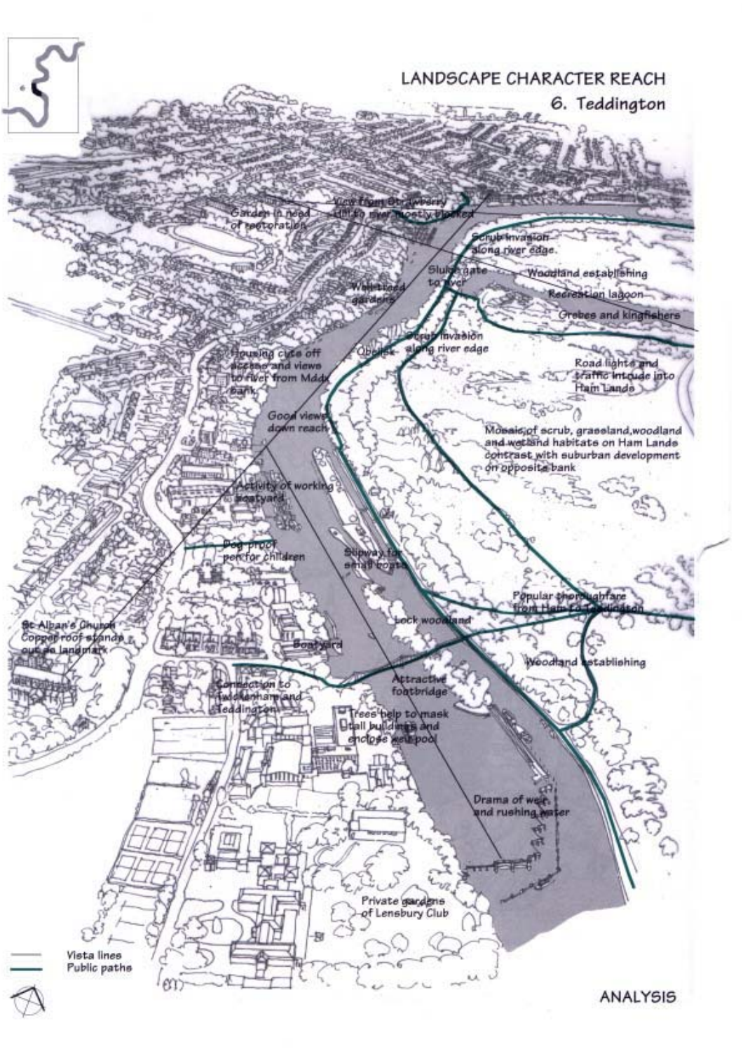# LANDSCAPE CHARACTER REACH

## 6. Teddington

View from Strawberry Hill to river mostly blocked

Garden in need of restoration

Scrub invasion along river edge.

Sluice gate to river

Woodland establishing

Recreation lagoon

Well treed gardens

Grebes and kingfishers

Scrub invasion along river edge

Obelisk

Housing cuts off access and views to river from Mddx bank

Road lights and traffic intrude into Ham Lands

Good views down reach

Mosaic of scrub, grassland, woodland and wetland habitats on Ham Lands contrast with suburban development on opposite bank

Activity of working boatyard

Dog proof pen for children

Slipway for small boats

Popular thoroughfare from Ham to Teddington

St Alban's Church Copper roof stands out as landmark

Lock woodland

Boatyard

Woodland establishing

Connection to Twickenham and Teddington

Attractive footbridge

Trees help to mask tall buildings and enclose weir pool

Drama of weir and rushing water

Private gardens of Lensbury Club

Vista lines

Public paths

ANALYSIS